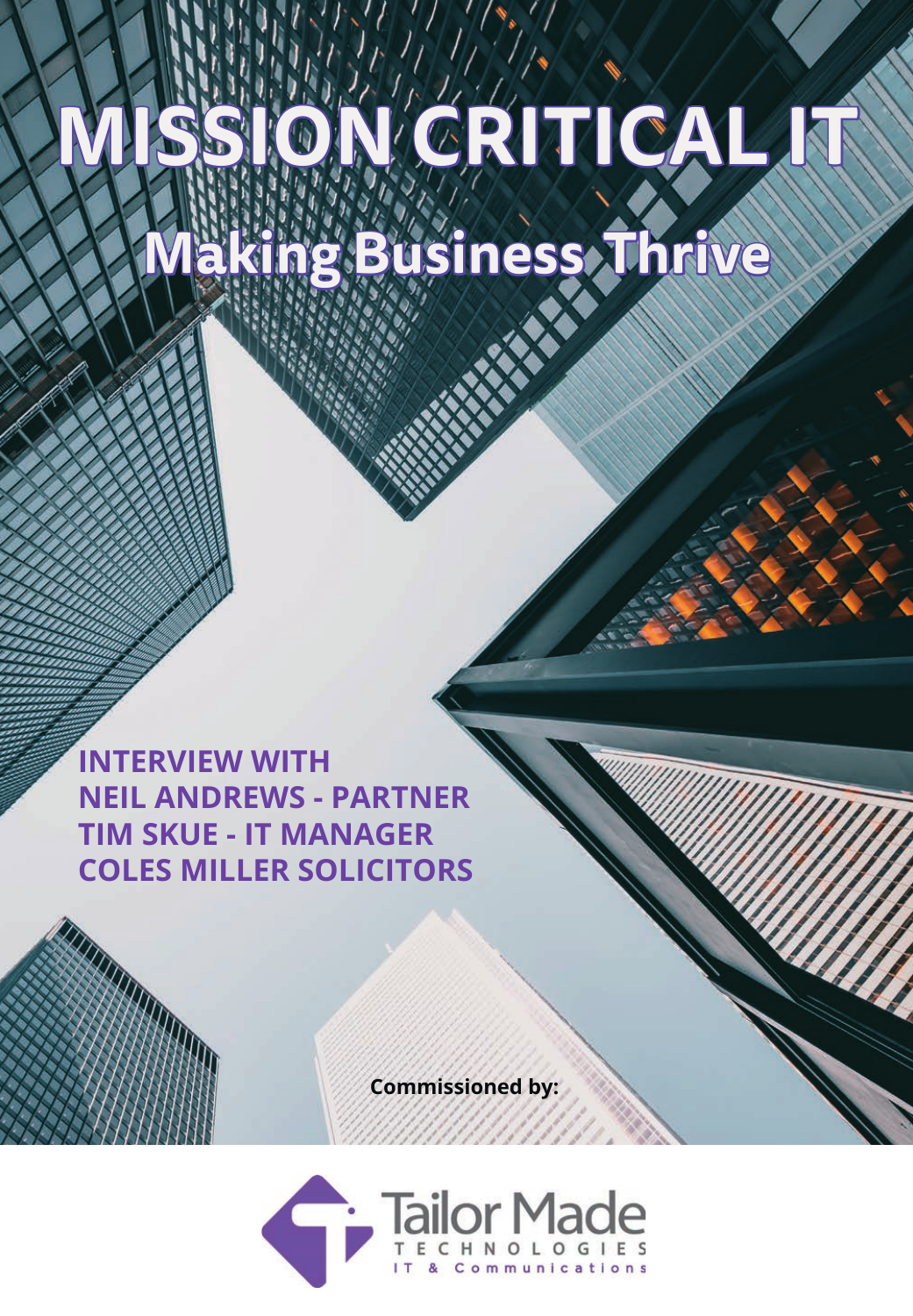# MISSION CRITICAL IT

## Making Business Thrive

**INTERVIEW WITH**
**NEIL ANDREWS - PARTNER**
**TIM SKUE - IT MANAGER**
**COLES MILLER SOLICITORS**

**Commissioned by:**

Tailor Made
TECHNOLOGIES
IT & Communications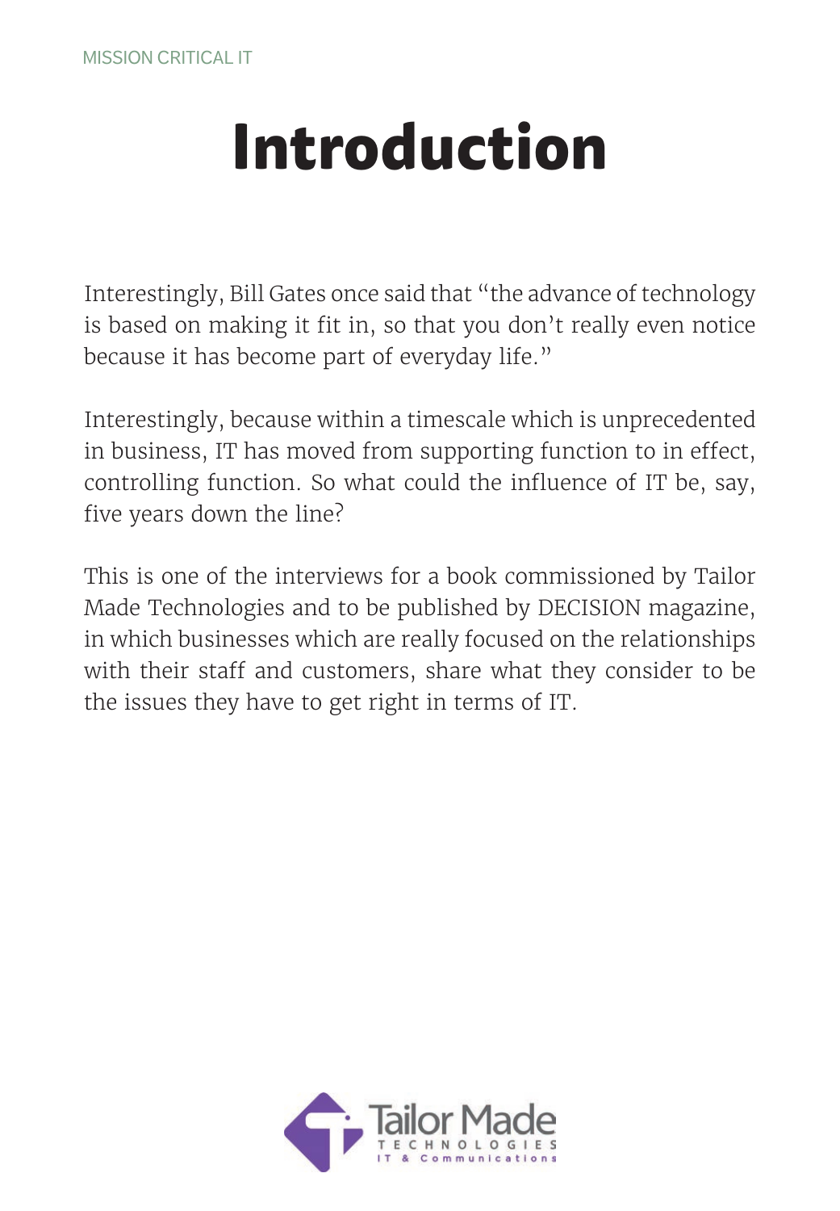# Introduction

Interestingly, Bill Gates once said that "the advance of technology is based on making it fit in, so that you don't really even notice because it has become part of everyday life."

Interestingly, because within a timescale which is unprecedented in business, IT has moved from supporting function to in effect, controlling function. So what could the influence of IT be, say, five years down the line?

This is one of the interviews for a book commissioned by Tailor Made Technologies and to be published by DECISION magazine, in which businesses which are really focused on the relationships with their staff and customers, share what they consider to be the issues they have to get right in terms of IT.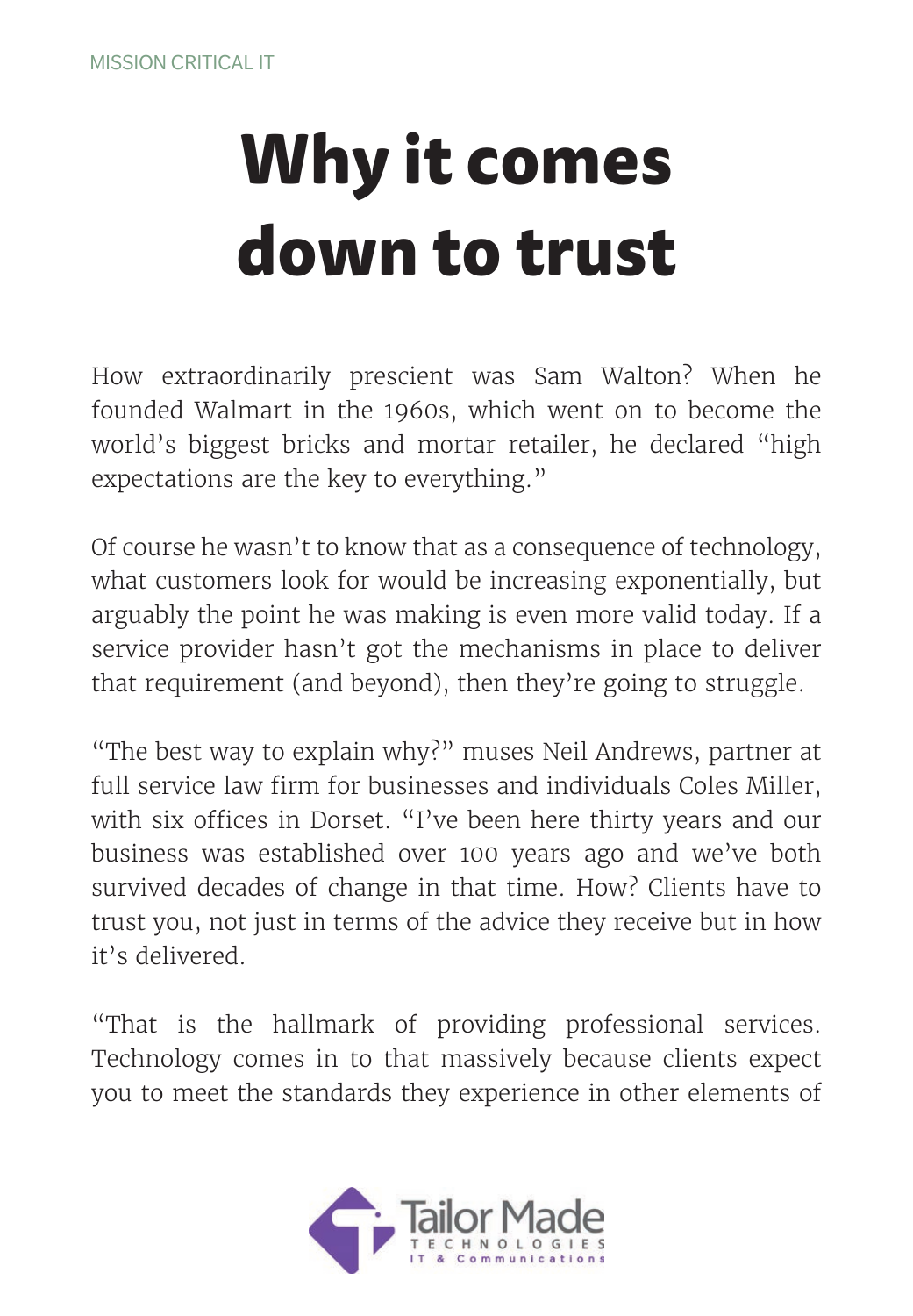# Why it comes down to trust

How extraordinarily prescient was Sam Walton? When he founded Walmart in the 1960s, which went on to become the world's biggest bricks and mortar retailer, he declared "high expectations are the key to everything."

Of course he wasn't to know that as a consequence of technology, what customers look for would be increasing exponentially, but arguably the point he was making is even more valid today. If a service provider hasn't got the mechanisms in place to deliver that requirement (and beyond), then they're going to struggle.

"The best way to explain why?" muses Neil Andrews, partner at full service law firm for businesses and individuals Coles Miller, with six offices in Dorset. "I've been here thirty years and our business was established over 100 years ago and we've both survived decades of change in that time. How? Clients have to trust you, not just in terms of the advice they receive but in how it's delivered.

"That is the hallmark of providing professional services. Technology comes in to that massively because clients expect you to meet the standards they experience in other elements of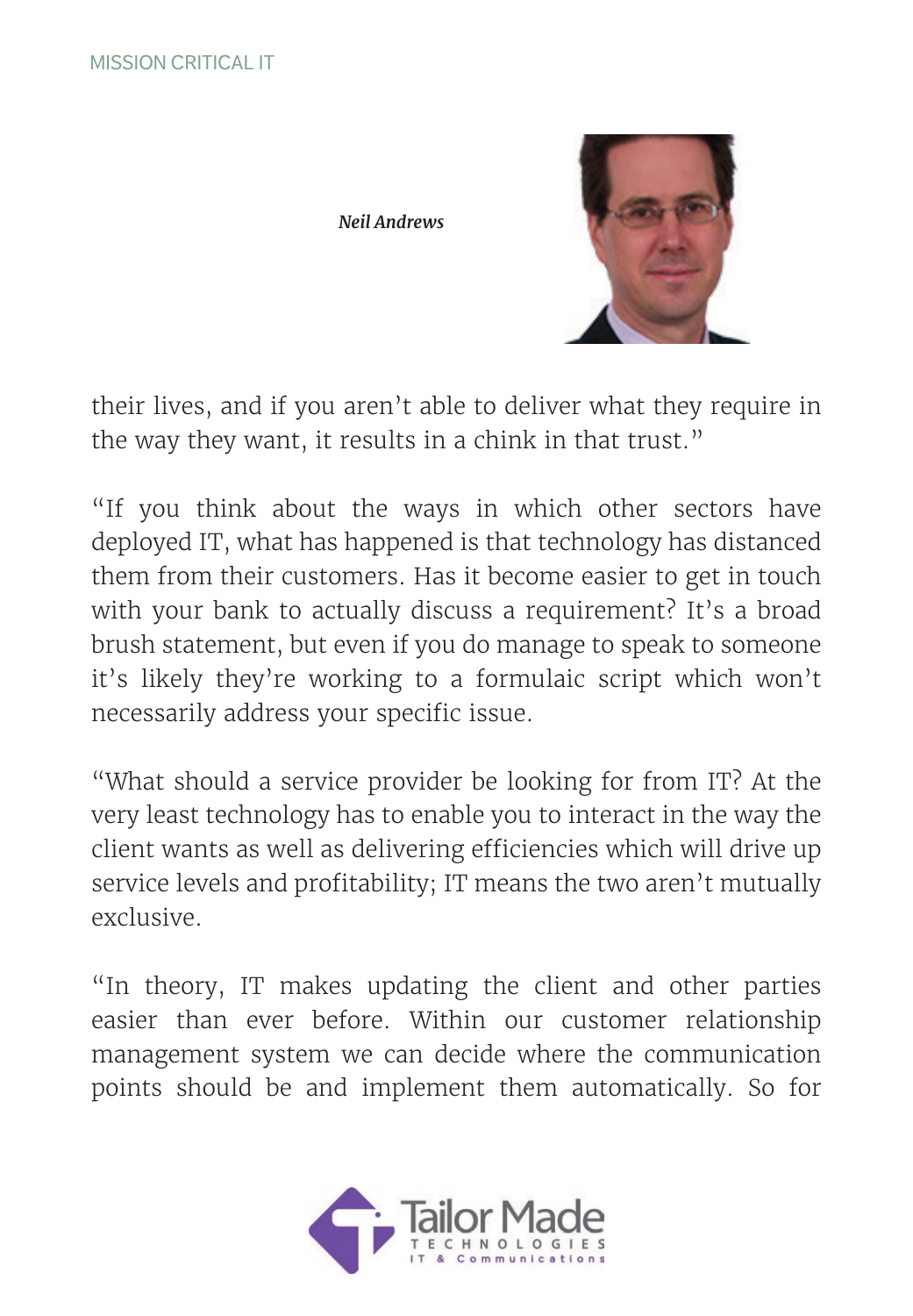*Neil Andrews*

their lives, and if you aren't able to deliver what they require in the way they want, it results in a chink in that trust."

"If you think about the ways in which other sectors have deployed IT, what has happened is that technology has distanced them from their customers. Has it become easier to get in touch with your bank to actually discuss a requirement? It's a broad brush statement, but even if you do manage to speak to someone it's likely they're working to a formulaic script which won't necessarily address your specific issue.

"What should a service provider be looking for from IT? At the very least technology has to enable you to interact in the way the client wants as well as delivering efficiencies which will drive up service levels and profitability; IT means the two aren't mutually exclusive.

"In theory, IT makes updating the client and other parties easier than ever before. Within our customer relationship management system we can decide where the communication points should be and implement them automatically. So for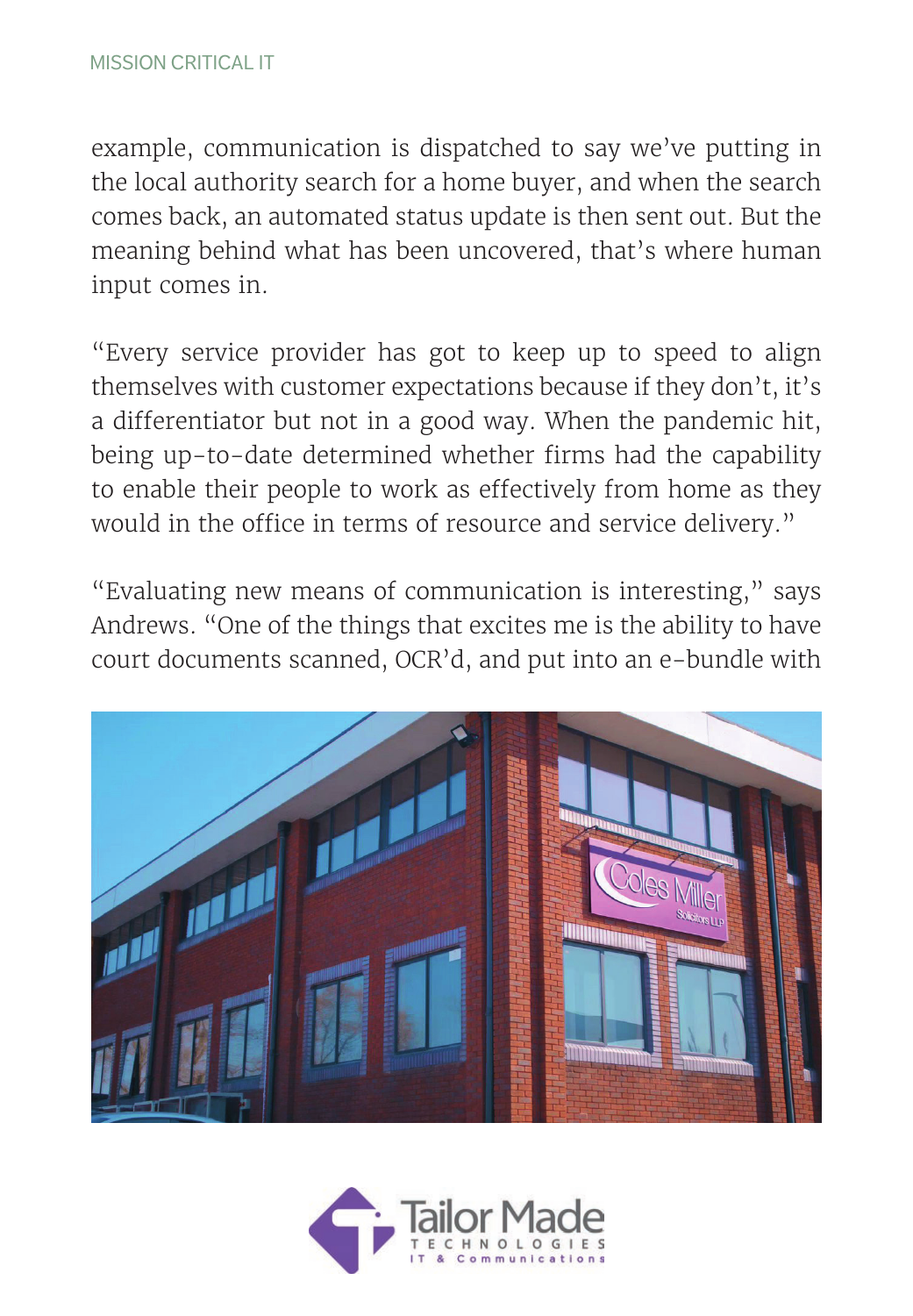example, communication is dispatched to say we've putting in the local authority search for a home buyer, and when the search comes back, an automated status update is then sent out. But the meaning behind what has been uncovered, that's where human input comes in.

"Every service provider has got to keep up to speed to align themselves with customer expectations because if they don't, it's a differentiator but not in a good way. When the pandemic hit, being up-to-date determined whether firms had the capability to enable their people to work as effectively from home as they would in the office in terms of resource and service delivery."

"Evaluating new means of communication is interesting," says Andrews. "One of the things that excites me is the ability to have court documents scanned, OCR'd, and put into an e-bundle with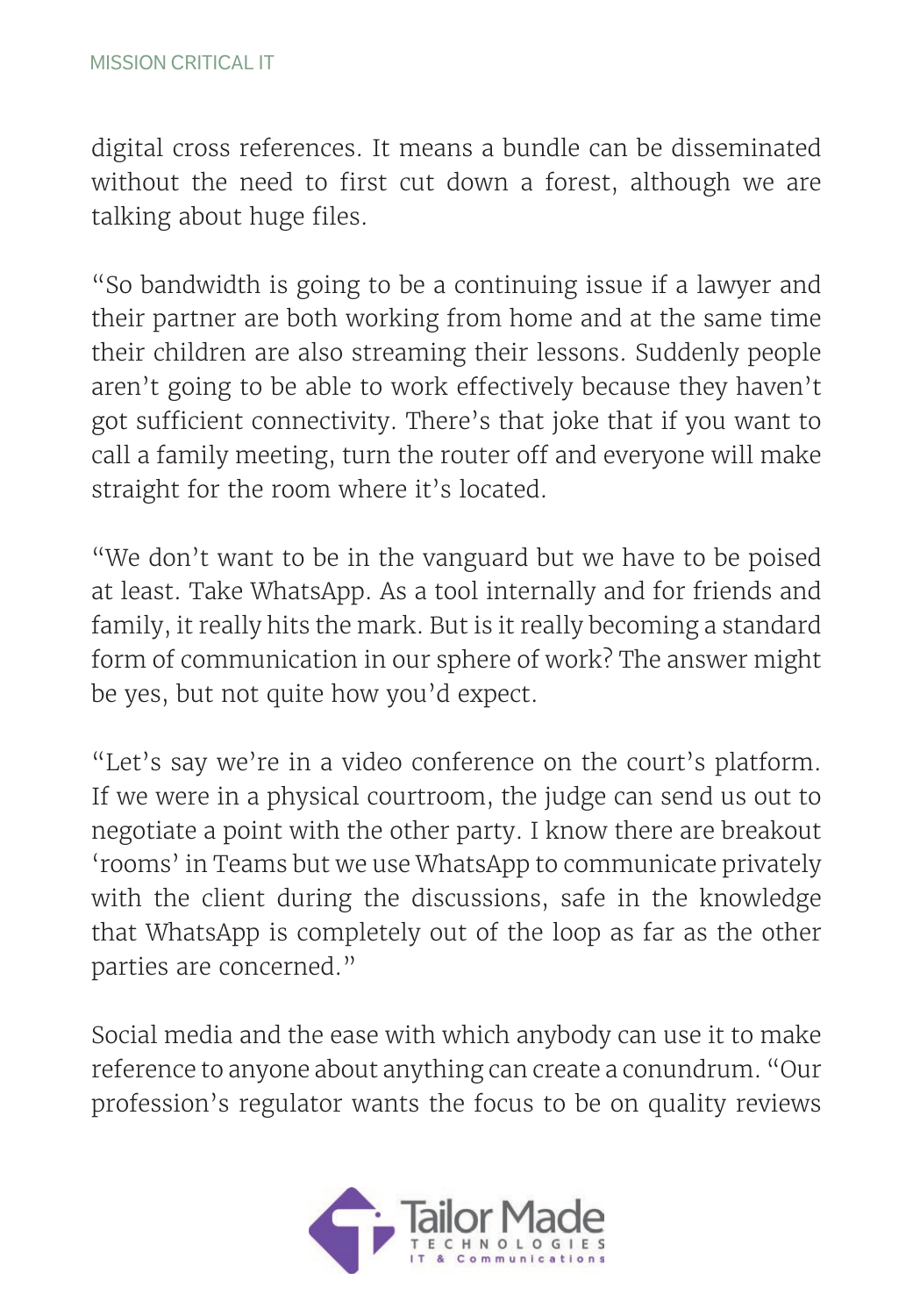digital cross references. It means a bundle can be disseminated without the need to first cut down a forest, although we are talking about huge files.

"So bandwidth is going to be a continuing issue if a lawyer and their partner are both working from home and at the same time their children are also streaming their lessons. Suddenly people aren't going to be able to work effectively because they haven't got sufficient connectivity. There's that joke that if you want to call a family meeting, turn the router off and everyone will make straight for the room where it's located.

"We don't want to be in the vanguard but we have to be poised at least. Take WhatsApp. As a tool internally and for friends and family, it really hits the mark. But is it really becoming a standard form of communication in our sphere of work? The answer might be yes, but not quite how you'd expect.

"Let's say we're in a video conference on the court's platform. If we were in a physical courtroom, the judge can send us out to negotiate a point with the other party. I know there are breakout 'rooms' in Teams but we use WhatsApp to communicate privately with the client during the discussions, safe in the knowledge that WhatsApp is completely out of the loop as far as the other parties are concerned."

Social media and the ease with which anybody can use it to make reference to anyone about anything can create a conundrum. "Our profession's regulator wants the focus to be on quality reviews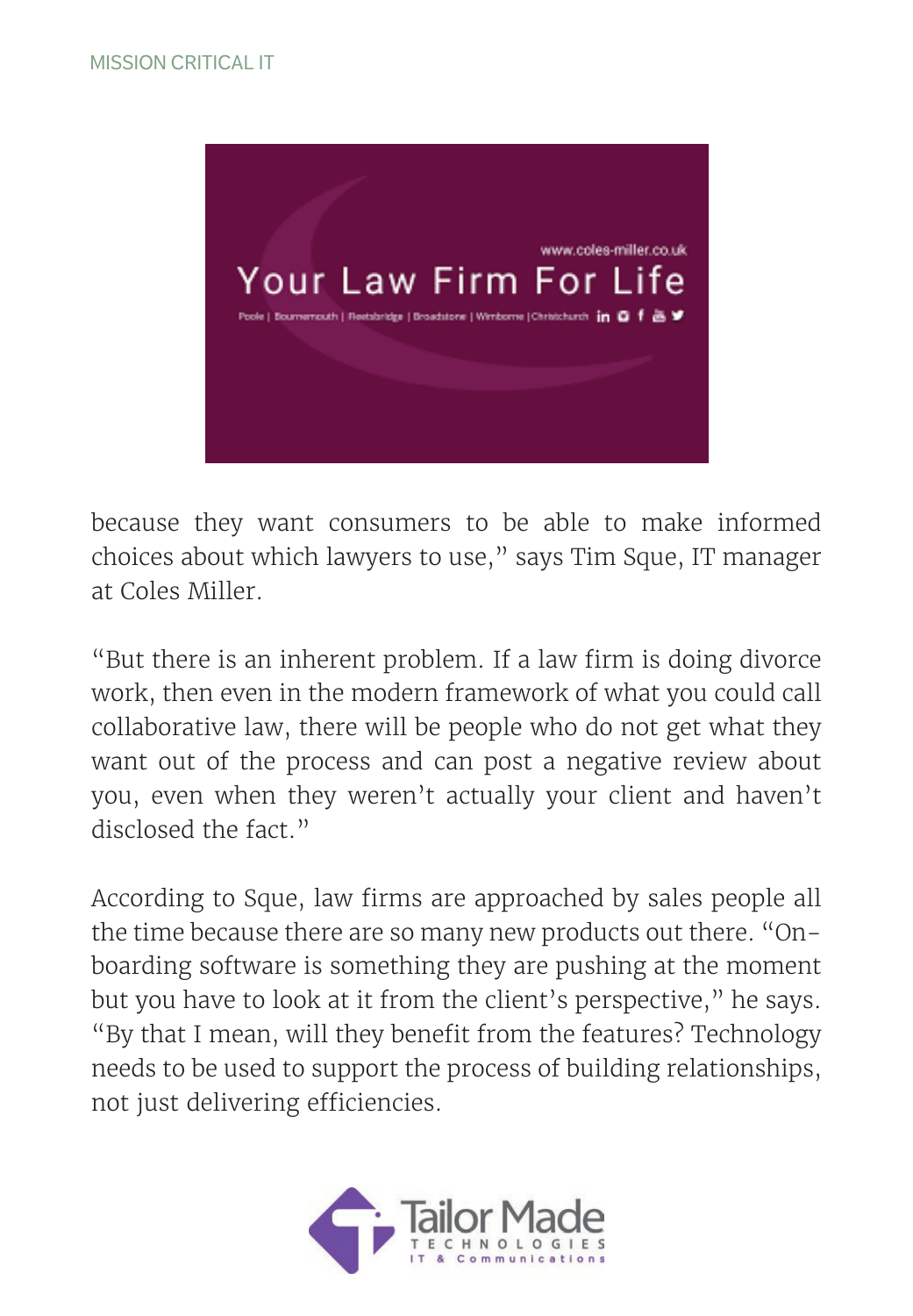because they want consumers to be able to make informed choices about which lawyers to use," says Tim Sque, IT manager at Coles Miller.

"But there is an inherent problem. If a law firm is doing divorce work, then even in the modern framework of what you could call collaborative law, there will be people who do not get what they want out of the process and can post a negative review about you, even when they weren't actually your client and haven't disclosed the fact."

According to Sque, law firms are approached by sales people all the time because there are so many new products out there. "On-boarding software is something they are pushing at the moment but you have to look at it from the client's perspective," he says. "By that I mean, will they benefit from the features? Technology needs to be used to support the process of building relationships, not just delivering efficiencies.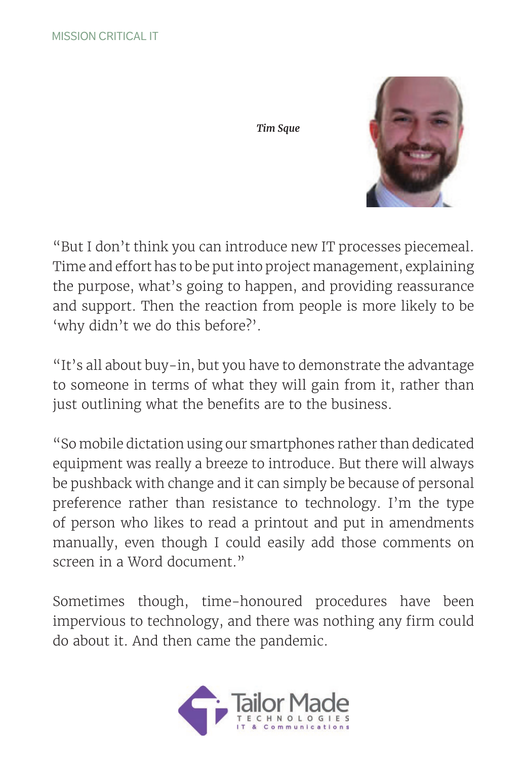*Tim Sque*

"But I don't think you can introduce new IT processes piecemeal. Time and effort has to be put into project management, explaining the purpose, what's going to happen, and providing reassurance and support. Then the reaction from people is more likely to be 'why didn't we do this before?'.

"It's all about buy-in, but you have to demonstrate the advantage to someone in terms of what they will gain from it, rather than just outlining what the benefits are to the business.

"So mobile dictation using our smartphones rather than dedicated equipment was really a breeze to introduce. But there will always be pushback with change and it can simply be because of personal preference rather than resistance to technology. I'm the type of person who likes to read a printout and put in amendments manually, even though I could easily add those comments on screen in a Word document."

Sometimes though, time-honoured procedures have been impervious to technology, and there was nothing any firm could do about it. And then came the pandemic.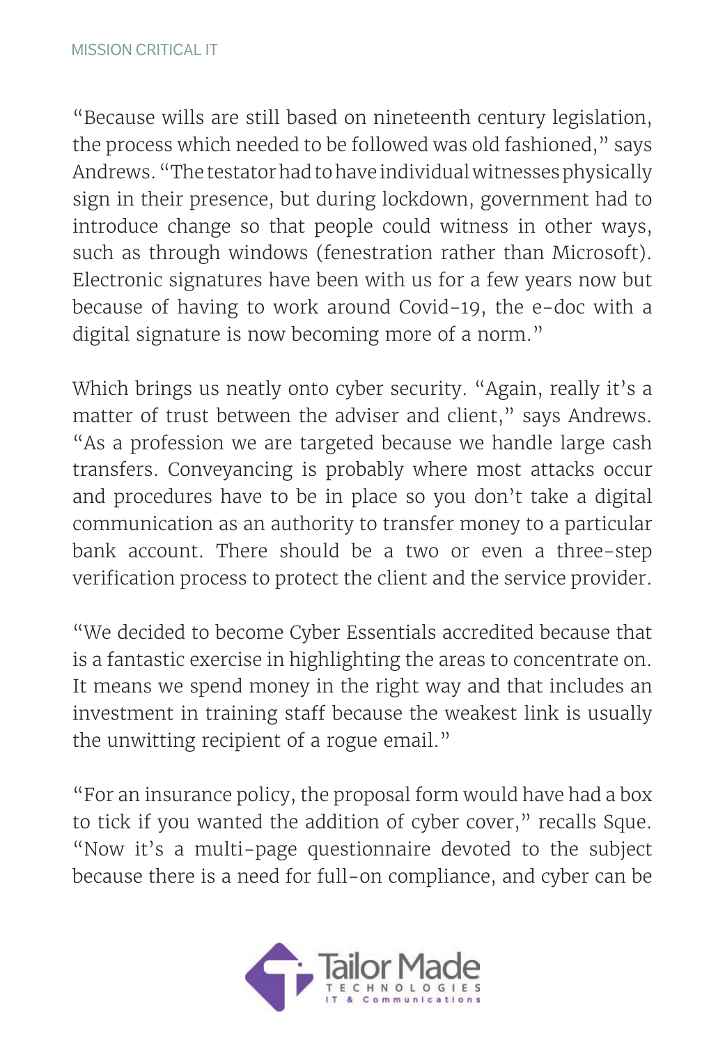"Because wills are still based on nineteenth century legislation, the process which needed to be followed was old fashioned," says Andrews. "The testator had to have individual witnesses physically sign in their presence, but during lockdown, government had to introduce change so that people could witness in other ways, such as through windows (fenestration rather than Microsoft). Electronic signatures have been with us for a few years now but because of having to work around Covid-19, the e-doc with a digital signature is now becoming more of a norm."

Which brings us neatly onto cyber security. "Again, really it's a matter of trust between the adviser and client," says Andrews. "As a profession we are targeted because we handle large cash transfers. Conveyancing is probably where most attacks occur and procedures have to be in place so you don't take a digital communication as an authority to transfer money to a particular bank account. There should be a two or even a three-step verification process to protect the client and the service provider.

"We decided to become Cyber Essentials accredited because that is a fantastic exercise in highlighting the areas to concentrate on. It means we spend money in the right way and that includes an investment in training staff because the weakest link is usually the unwitting recipient of a rogue email."

"For an insurance policy, the proposal form would have had a box to tick if you wanted the addition of cyber cover," recalls Sque. "Now it's a multi-page questionnaire devoted to the subject because there is a need for full-on compliance, and cyber can be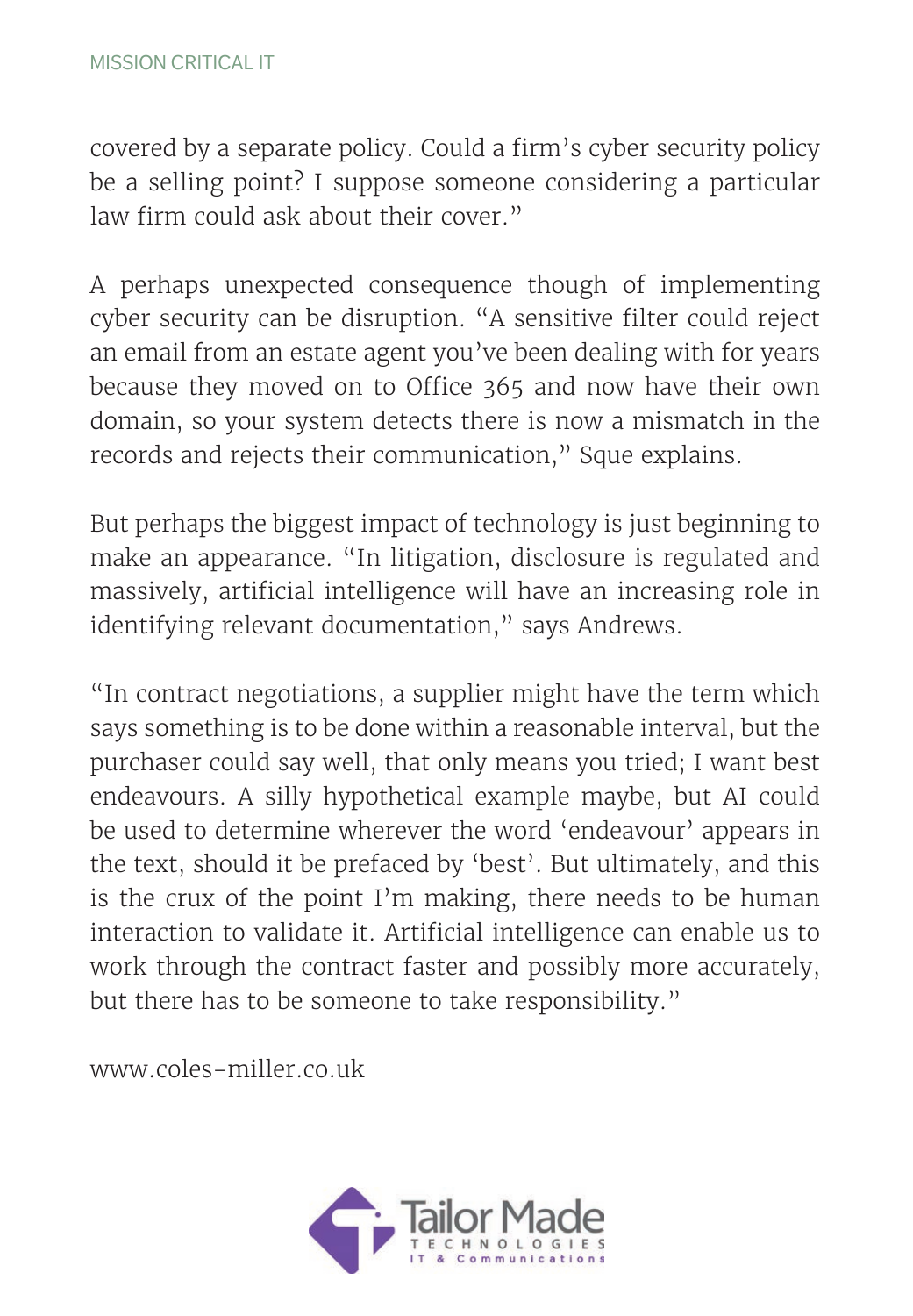covered by a separate policy. Could a firm's cyber security policy be a selling point? I suppose someone considering a particular law firm could ask about their cover."

A perhaps unexpected consequence though of implementing cyber security can be disruption. "A sensitive filter could reject an email from an estate agent you've been dealing with for years because they moved on to Office 365 and now have their own domain, so your system detects there is now a mismatch in the records and rejects their communication," Sque explains.

But perhaps the biggest impact of technology is just beginning to make an appearance. "In litigation, disclosure is regulated and massively, artificial intelligence will have an increasing role in identifying relevant documentation," says Andrews.

"In contract negotiations, a supplier might have the term which says something is to be done within a reasonable interval, but the purchaser could say well, that only means you tried; I want best endeavours. A silly hypothetical example maybe, but AI could be used to determine wherever the word 'endeavour' appears in the text, should it be prefaced by 'best'. But ultimately, and this is the crux of the point I'm making, there needs to be human interaction to validate it. Artificial intelligence can enable us to work through the contract faster and possibly more accurately, but there has to be someone to take responsibility."

www.coles-miller.co.uk

Tailor Made TECHNOLOGIES IT & Communications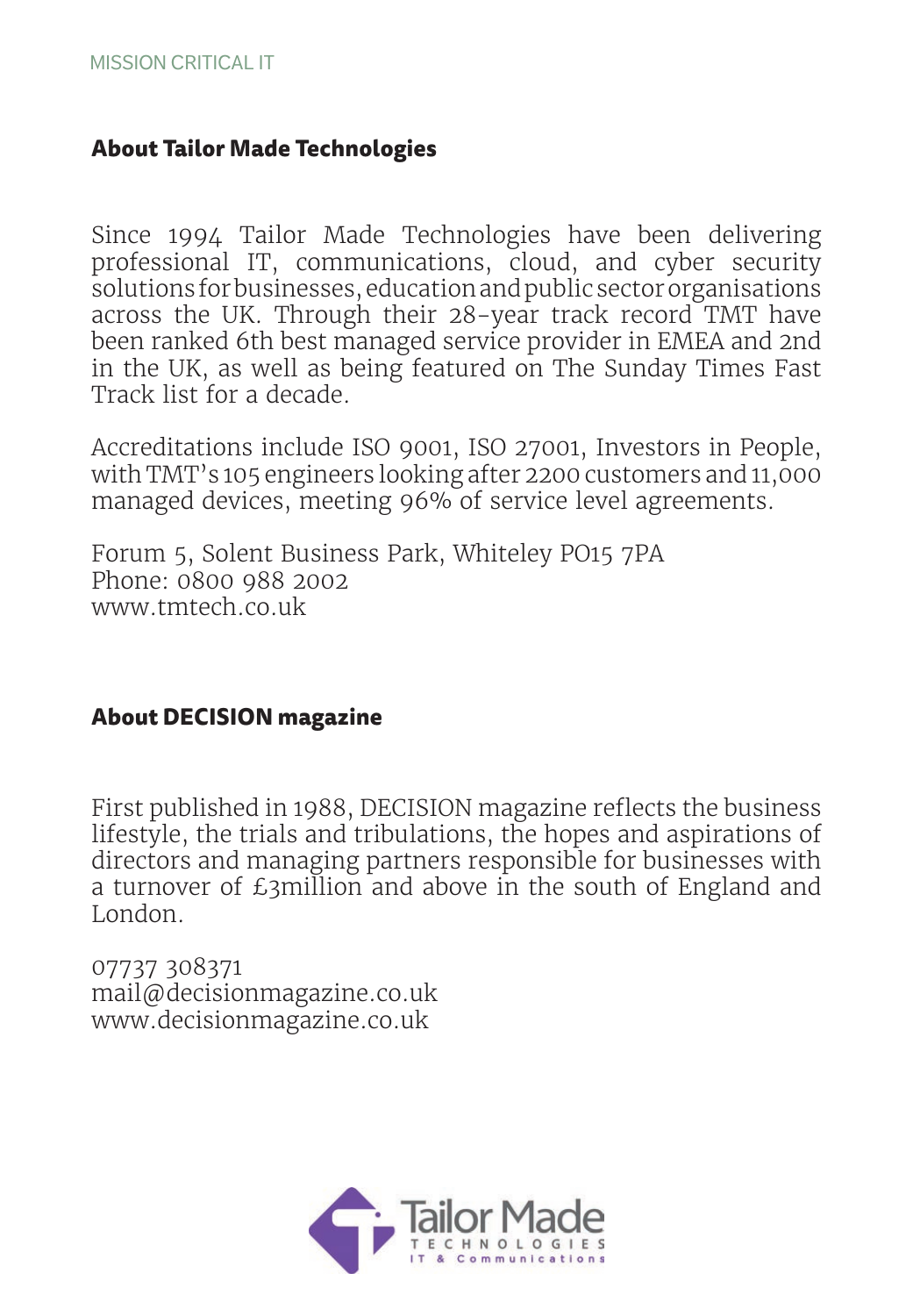## About Tailor Made Technologies

Since 1994 Tailor Made Technologies have been delivering professional IT, communications, cloud, and cyber security solutions for businesses, education and public sector organisations across the UK. Through their 28-year track record TMT have been ranked 6th best managed service provider in EMEA and 2nd in the UK, as well as being featured on The Sunday Times Fast Track list for a decade.

Accreditations include ISO 9001, ISO 27001, Investors in People, with TMT's 105 engineers looking after 2200 customers and 11,000 managed devices, meeting 96% of service level agreements.

Forum 5, Solent Business Park, Whiteley PO15 7PA
Phone: 0800 988 2002
www.tmtech.co.uk

## About DECISION magazine

First published in 1988, DECISION magazine reflects the business lifestyle, the trials and tribulations, the hopes and aspirations of directors and managing partners responsible for businesses with a turnover of £3million and above in the south of England and London.

07737 308371
mail@decisionmagazine.co.uk
www.decisionmagazine.co.uk

Tailor Made
TECHNOLOGIES
IT & Communications